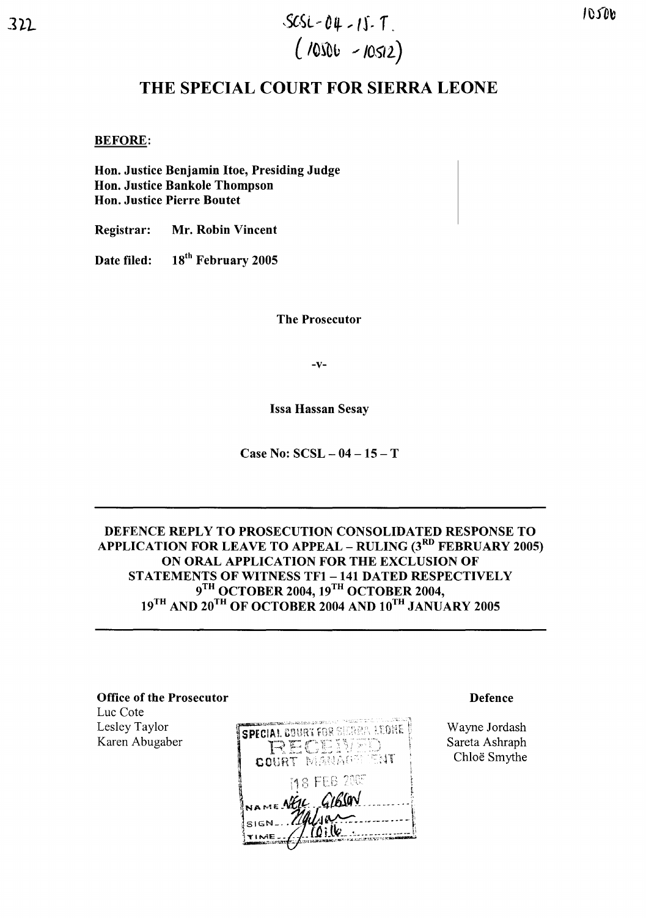SCSL-04-15-T.
(10506 - 10512)

# THE SPECIAL COURT FOR SIERRA LEONE

**BEFORE:**

**Hon. Justice Benjamin Itoe, Presiding Judge**
**Hon. Justice Bankole Thompson**
**Hon. Justice Pierre Boutet**

**Registrar:** **Mr. Robin Vincent**

**Date filed:** **18th February 2005**

**The Prosecutor**

**-v-**

**Issa Hassan Sesay**

**Case No: SCSL – 04 – 15 – T**

**DEFENCE REPLY TO PROSECUTION CONSOLIDATED RESPONSE TO APPLICATION FOR LEAVE TO APPEAL – RULING (3RD FEBRUARY 2005) ON ORAL APPLICATION FOR THE EXCLUSION OF STATEMENTS OF WITNESS TF1 – 141 DATED RESPECTIVELY 9TH OCTOBER 2004, 19TH OCTOBER 2004, 19TH AND 20TH OF OCTOBER 2004 AND 10TH JANUARY 2005**

**Office of the Prosecutor**
Luc Cote
Lesley Taylor
Karen Abugaber

SPECIAL COURT FOR SIERRA LEONE
RECEIVED
COURT MANAGEMENT
18 FEB 2005
NAME NEIL GIBSON
SIGN
TIME 10:16

**Defence**

Wayne Jordash
Sareta Ashraph
Chloë Smythe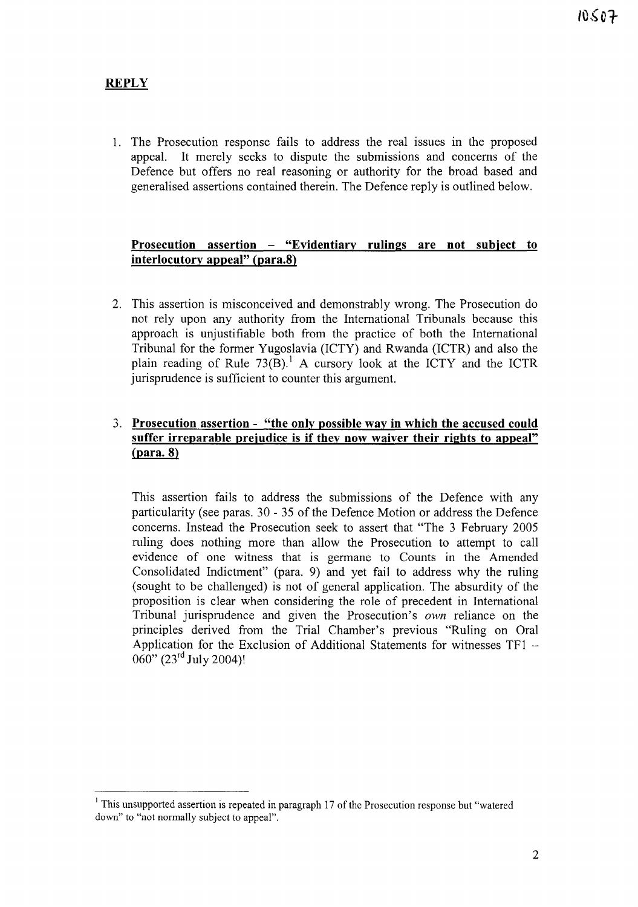## REPLY

1. The Prosecution response fails to address the real issues in the proposed appeal. It merely seeks to dispute the submissions and concerns of the Defence but offers no real reasoning or authority for the broad based and generalised assertions contained therein. The Defence reply is outlined below.

**Prosecution assertion – "Evidentiary rulings are not subject to interlocutory appeal" (para.8)**

2. This assertion is misconceived and demonstrably wrong. The Prosecution do not rely upon any authority from the International Tribunals because this approach is unjustifiable both from the practice of both the International Tribunal for the former Yugoslavia (ICTY) and Rwanda (ICTR) and also the plain reading of Rule 73(B).[1] A cursory look at the ICTY and the ICTR jurisprudence is sufficient to counter this argument.

3. **Prosecution assertion - "the only possible way in which the accused could suffer irreparable prejudice is if they now waiver their rights to appeal" (para. 8)**

   This assertion fails to address the submissions of the Defence with any particularity (see paras. 30 - 35 of the Defence Motion or address the Defence concerns. Instead the Prosecution seek to assert that "The 3 February 2005 ruling does nothing more than allow the Prosecution to attempt to call evidence of one witness that is germane to Counts in the Amended Consolidated Indictment" (para. 9) and yet fail to address why the ruling (sought to be challenged) is not of general application. The absurdity of the proposition is clear when considering the role of precedent in International Tribunal jurisprudence and given the Prosecution's *own* reliance on the principles derived from the Trial Chamber's previous "Ruling on Oral Application for the Exclusion of Additional Statements for witnesses TF1 – 060" (23rd July 2004)!

---

[1] This unsupported assertion is repeated in paragraph 17 of the Prosecution response but "watered down" to "not normally subject to appeal".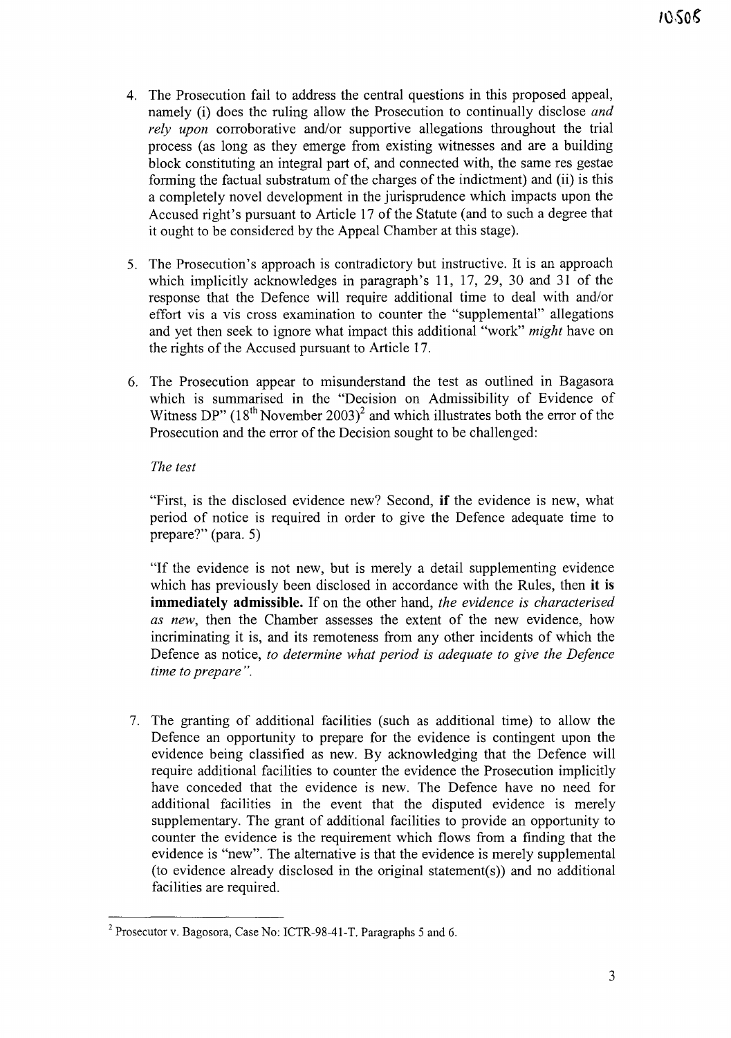4. The Prosecution fail to address the central questions in this proposed appeal, namely (i) does the ruling allow the Prosecution to continually disclose *and rely upon* corroborative and/or supportive allegations throughout the trial process (as long as they emerge from existing witnesses and are a building block constituting an integral part of, and connected with, the same res gestae forming the factual substratum of the charges of the indictment) and (ii) is this a completely novel development in the jurisprudence which impacts upon the Accused right's pursuant to Article 17 of the Statute (and to such a degree that it ought to be considered by the Appeal Chamber at this stage).

5. The Prosecution's approach is contradictory but instructive. It is an approach which implicitly acknowledges in paragraph's 11, 17, 29, 30 and 31 of the response that the Defence will require additional time to deal with and/or effort vis a vis cross examination to counter the "supplemental" allegations and yet then seek to ignore what impact this additional "work" *might* have on the rights of the Accused pursuant to Article 17.

6. The Prosecution appear to misunderstand the test as outlined in Bagasora which is summarised in the "Decision on Admissibility of Evidence of Witness DP" (18th November 2003)[2] and which illustrates both the error of the Prosecution and the error of the Decision sought to be challenged:

   *The test*

   "First, is the disclosed evidence new? Second, **if** the evidence is new, what period of notice is required in order to give the Defence adequate time to prepare?" (para. 5)

   "If the evidence is not new, but is merely a detail supplementing evidence which has previously been disclosed in accordance with the Rules, then **it is immediately admissible.** If on the other hand, *the evidence is characterised as new*, then the Chamber assesses the extent of the new evidence, how incriminating it is, and its remoteness from any other incidents of which the Defence as notice, *to determine what period is adequate to give the Defence time to prepare"*.

7. The granting of additional facilities (such as additional time) to allow the Defence an opportunity to prepare for the evidence is contingent upon the evidence being classified as new. By acknowledging that the Defence will require additional facilities to counter the evidence the Prosecution implicitly have conceded that the evidence is new. The Defence have no need for additional facilities in the event that the disputed evidence is merely supplementary. The grant of additional facilities to provide an opportunity to counter the evidence is the requirement which flows from a finding that the evidence is "new". The alternative is that the evidence is merely supplemental (to evidence already disclosed in the original statement(s)) and no additional facilities are required.

---

[2] Prosecutor v. Bagosora, Case No: ICTR-98-41-T. Paragraphs 5 and 6.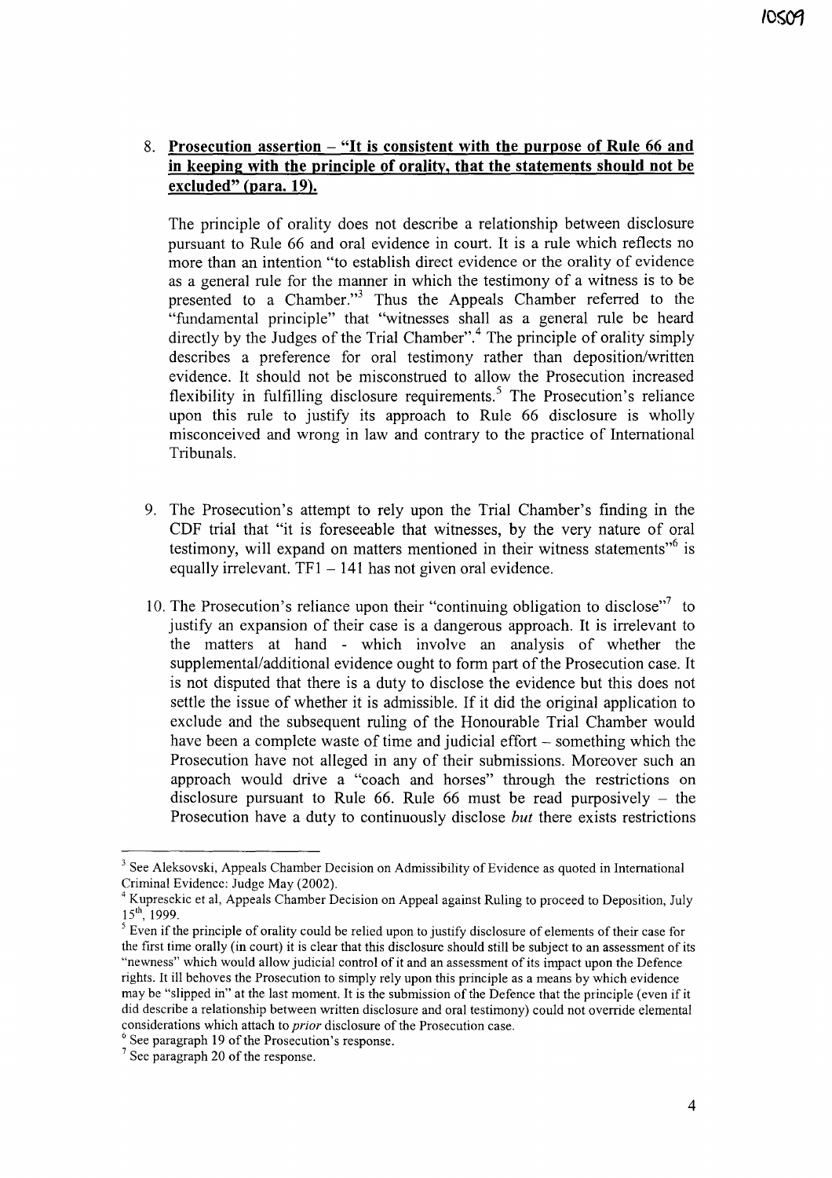8. **Prosecution assertion – "It is consistent with the purpose of Rule 66 and in keeping with the principle of orality, that the statements should not be excluded" (para. 19).**

   The principle of orality does not describe a relationship between disclosure pursuant to Rule 66 and oral evidence in court. It is a rule which reflects no more than an intention "to establish direct evidence or the orality of evidence as a general rule for the manner in which the testimony of a witness is to be presented to a Chamber."[3] Thus the Appeals Chamber referred to the "fundamental principle" that "witnesses shall as a general rule be heard directly by the Judges of the Trial Chamber".[4] The principle of orality simply describes a preference for oral testimony rather than deposition/written evidence. It should not be misconstrued to allow the Prosecution increased flexibility in fulfilling disclosure requirements.[5] The Prosecution's reliance upon this rule to justify its approach to Rule 66 disclosure is wholly misconceived and wrong in law and contrary to the practice of International Tribunals.

9. The Prosecution's attempt to rely upon the Trial Chamber's finding in the CDF trial that "it is foreseeable that witnesses, by the very nature of oral testimony, will expand on matters mentioned in their witness statements"[6] is equally irrelevant. TF1 – 141 has not given oral evidence.

10. The Prosecution's reliance upon their "continuing obligation to disclose"[7] to justify an expansion of their case is a dangerous approach. It is irrelevant to the matters at hand - which involve an analysis of whether the supplemental/additional evidence ought to form part of the Prosecution case. It is not disputed that there is a duty to disclose the evidence but this does not settle the issue of whether it is admissible. If it did the original application to exclude and the subsequent ruling of the Honourable Trial Chamber would have been a complete waste of time and judicial effort – something which the Prosecution have not alleged in any of their submissions. Moreover such an approach would drive a "coach and horses" through the restrictions on disclosure pursuant to Rule 66. Rule 66 must be read purposively – the Prosecution have a duty to continuously disclose *but* there exists restrictions

---

[3] See Aleksovski, Appeals Chamber Decision on Admissibility of Evidence as quoted in International Criminal Evidence: Judge May (2002).

[4] Kupresekic et al, Appeals Chamber Decision on Appeal against Ruling to proceed to Deposition, July 15th, 1999.

[5] Even if the principle of orality could be relied upon to justify disclosure of elements of their case for the first time orally (in court) it is clear that this disclosure should still be subject to an assessment of its "newness" which would allow judicial control of it and an assessment of its impact upon the Defence rights. It ill behoves the Prosecution to simply rely upon this principle as a means by which evidence may be "slipped in" at the last moment. It is the submission of the Defence that the principle (even if it did describe a relationship between written disclosure and oral testimony) could not override elemental considerations which attach to *prior* disclosure of the Prosecution case.

[6] See paragraph 19 of the Prosecution's response.

[7] See paragraph 20 of the response.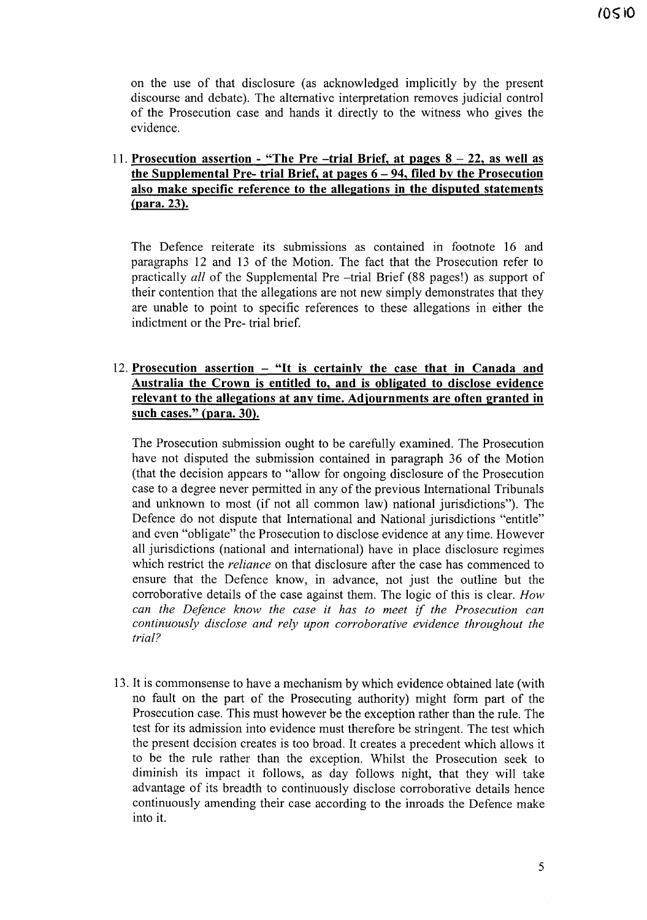on the use of that disclosure (as acknowledged implicitly by the present discourse and debate). The alternative interpretation removes judicial control of the Prosecution case and hands it directly to the witness who gives the evidence.

11. **Prosecution assertion - "The Pre –trial Brief, at pages 8 – 22, as well as the Supplemental Pre- trial Brief, at pages 6 – 94, filed by the Prosecution also make specific reference to the allegations in the disputed statements (para. 23).**

    The Defence reiterate its submissions as contained in footnote 16 and paragraphs 12 and 13 of the Motion. The fact that the Prosecution refer to practically *all* of the Supplemental Pre –trial Brief (88 pages!) as support of their contention that the allegations are not new simply demonstrates that they are unable to point to specific references to these allegations in either the indictment or the Pre- trial brief.

12. **Prosecution assertion – "It is certainly the case that in Canada and Australia the Crown is entitled to, and is obligated to disclose evidence relevant to the allegations at any time. Adjournments are often granted in such cases." (para. 30).**

    The Prosecution submission ought to be carefully examined. The Prosecution have not disputed the submission contained in paragraph 36 of the Motion (that the decision appears to "allow for ongoing disclosure of the Prosecution case to a degree never permitted in any of the previous International Tribunals and unknown to most (if not all common law) national jurisdictions"). The Defence do not dispute that International and National jurisdictions "entitle" and even "obligate" the Prosecution to disclose evidence at any time. However all jurisdictions (national and international) have in place disclosure regimes which restrict the *reliance* on that disclosure after the case has commenced to ensure that the Defence know, in advance, not just the outline but the corroborative details of the case against them. The logic of this is clear. *How can the Defence know the case it has to meet if the Prosecution can continuously disclose and rely upon corroborative evidence throughout the trial?*

13. It is commonsense to have a mechanism by which evidence obtained late (with no fault on the part of the Prosecuting authority) might form part of the Prosecution case. This must however be the exception rather than the rule. The test for its admission into evidence must therefore be stringent. The test which the present decision creates is too broad. It creates a precedent which allows it to be the rule rather than the exception. Whilst the Prosecution seek to diminish its impact it follows, as day follows night, that they will take advantage of its breadth to continuously disclose corroborative details hence continuously amending their case according to the inroads the Defence make into it.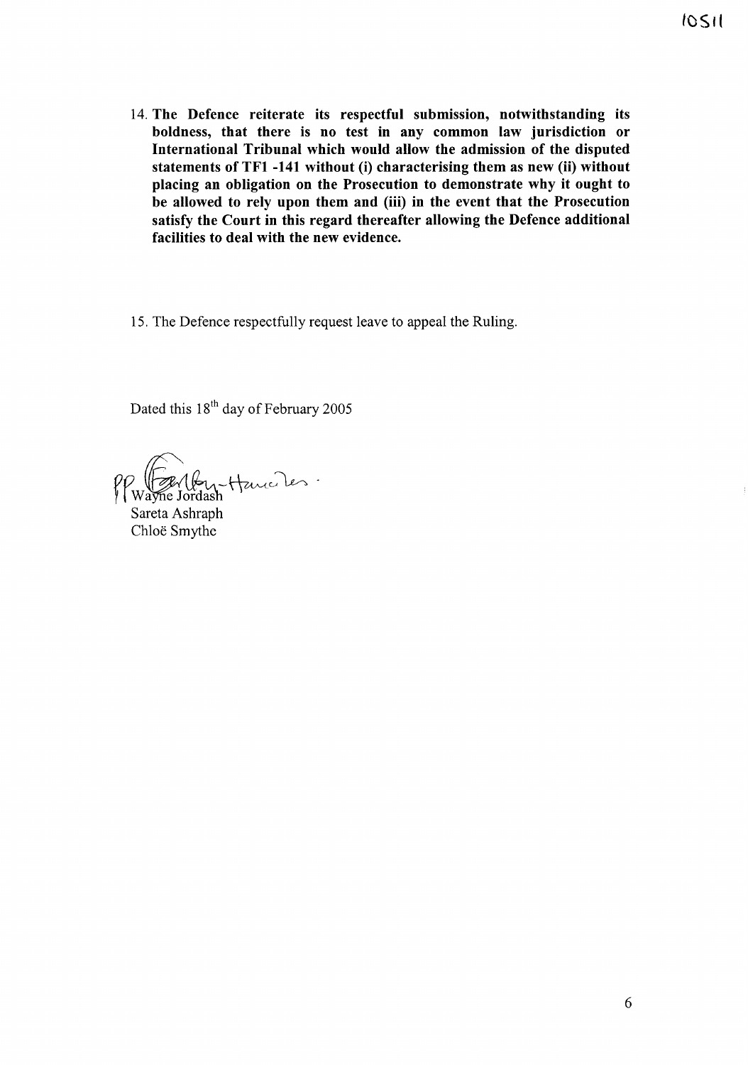14. **The Defence reiterate its respectful submission, notwithstanding its boldness, that there is no test in any common law jurisdiction or International Tribunal which would allow the admission of the disputed statements of TF1 -141 without (i) characterising them as new (ii) without placing an obligation on the Prosecution to demonstrate why it ought to be allowed to rely upon them and (iii) in the event that the Prosecution satisfy the Court in this regard thereafter allowing the Defence additional facilities to deal with the new evidence.**

15. The Defence respectfully request leave to appeal the Ruling.

Dated this 18th day of February 2005

PP Wayne Jordash

Sareta Ashraph

Chloë Smythe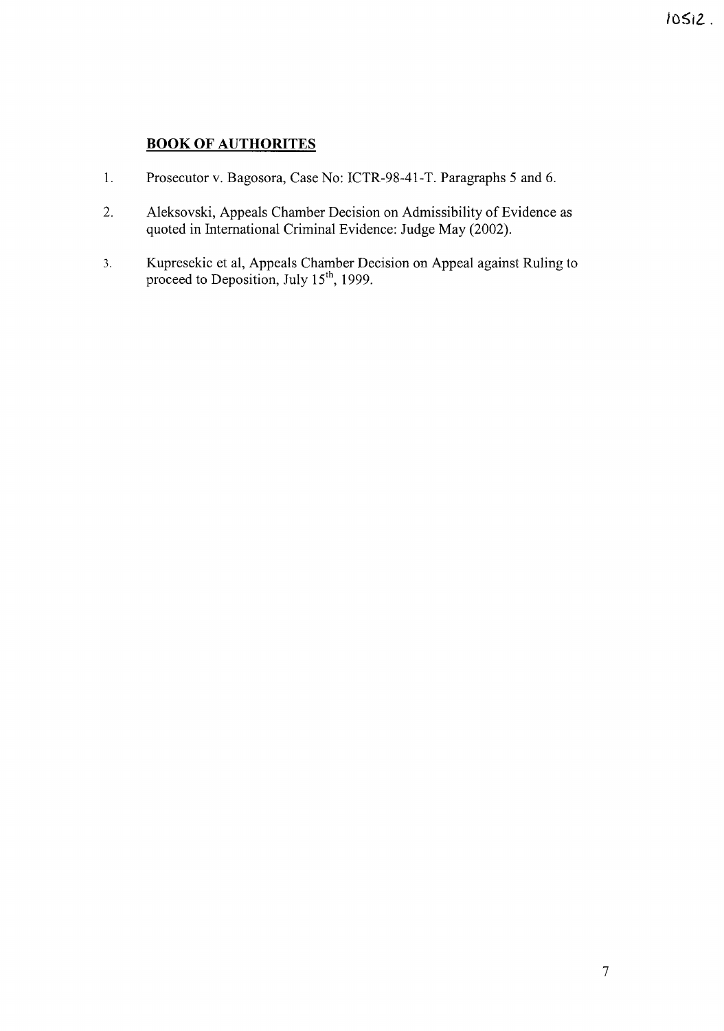## BOOK OF AUTHORITES

1. Prosecutor v. Bagosora, Case No: ICTR-98-41-T. Paragraphs 5 and 6.
2. Aleksovski, Appeals Chamber Decision on Admissibility of Evidence as quoted in International Criminal Evidence: Judge May (2002).
3. Kupresekic et al, Appeals Chamber Decision on Appeal against Ruling to proceed to Deposition, July 15th, 1999.